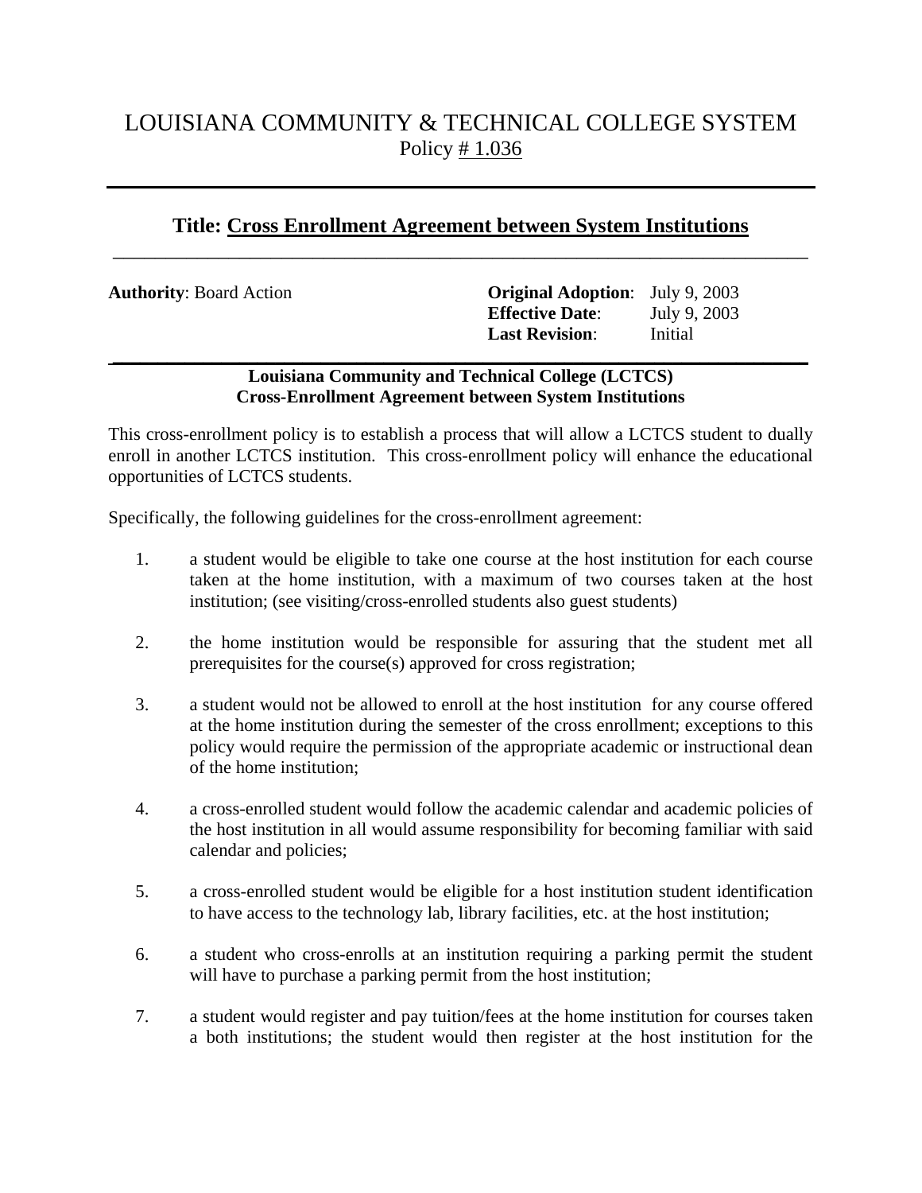# LOUISIANA COMMUNITY & TECHNICAL COLLEGE SYSTEM

Policy # 1.036

## Title: Cross Enrollment Agreement between System Institutions

**Authority**: Board Action

**Original Adoption**: July 9, 2003
**Effective Date**: July 9, 2003
**Last Revision**: Initial

### Louisiana Community and Technical College (LCTCS)
### Cross-Enrollment Agreement between System Institutions

This cross-enrollment policy is to establish a process that will allow a LCTCS student to dually enroll in another LCTCS institution. This cross-enrollment policy will enhance the educational opportunities of LCTCS students.

Specifically, the following guidelines for the cross-enrollment agreement:

1. a student would be eligible to take one course at the host institution for each course taken at the home institution, with a maximum of two courses taken at the host institution; (see visiting/cross-enrolled students also guest students)

2. the home institution would be responsible for assuring that the student met all prerequisites for the course(s) approved for cross registration;

3. a student would not be allowed to enroll at the host institution for any course offered at the home institution during the semester of the cross enrollment; exceptions to this policy would require the permission of the appropriate academic or instructional dean of the home institution;

4. a cross-enrolled student would follow the academic calendar and academic policies of the host institution in all would assume responsibility for becoming familiar with said calendar and policies;

5. a cross-enrolled student would be eligible for a host institution student identification to have access to the technology lab, library facilities, etc. at the host institution;

6. a student who cross-enrolls at an institution requiring a parking permit the student will have to purchase a parking permit from the host institution;

7. a student would register and pay tuition/fees at the home institution for courses taken a both institutions; the student would then register at the host institution for the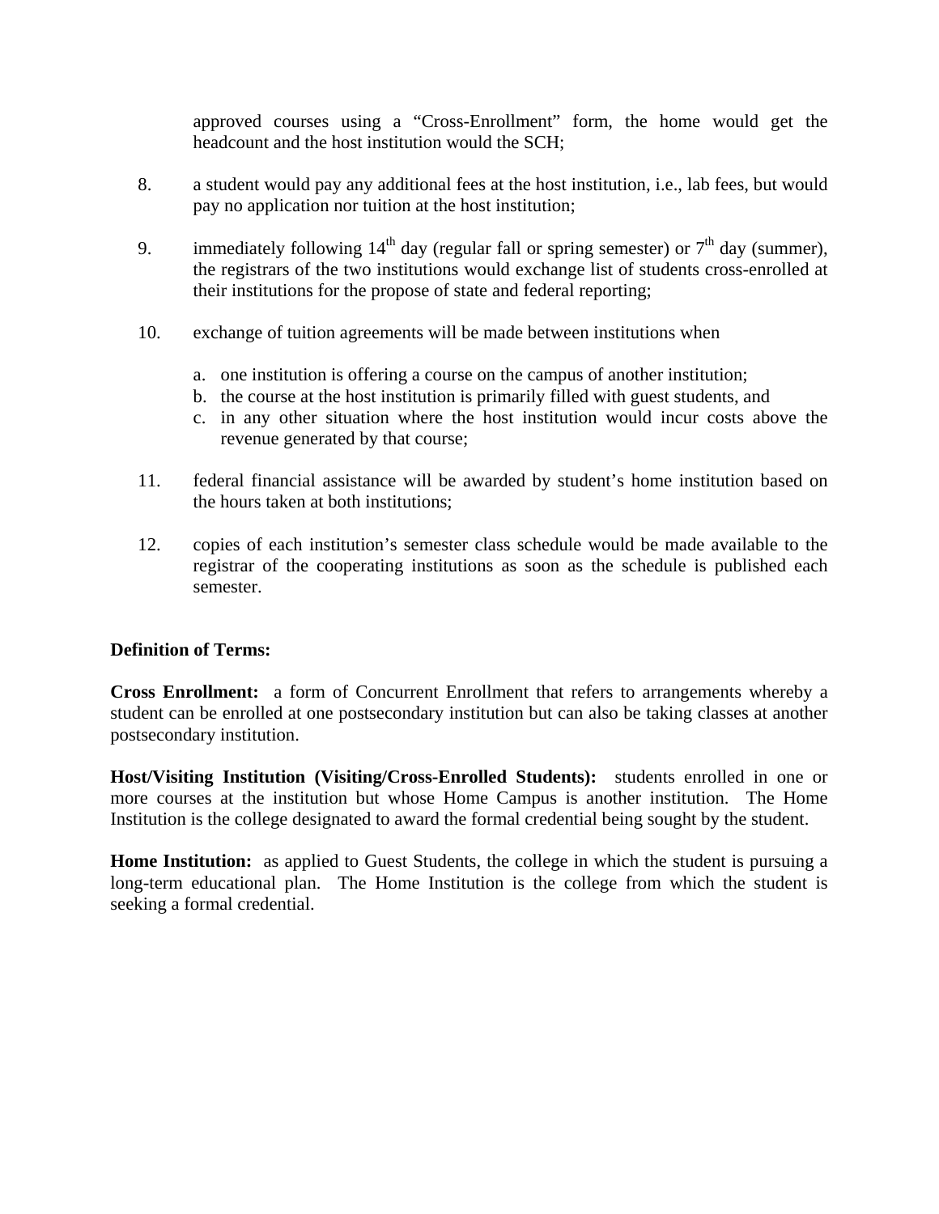approved courses using a "Cross-Enrollment" form, the home would get the headcount and the host institution would the SCH;

8. a student would pay any additional fees at the host institution, i.e., lab fees, but would pay no application nor tuition at the host institution;

9. immediately following $14^{th}$ day (regular fall or spring semester) or $7^{th}$ day (summer), the registrars of the two institutions would exchange list of students cross-enrolled at their institutions for the propose of state and federal reporting;

10. exchange of tuition agreements will be made between institutions when

    a. one institution is offering a course on the campus of another institution;
    b. the course at the host institution is primarily filled with guest students, and
    c. in any other situation where the host institution would incur costs above the revenue generated by that course;

11. federal financial assistance will be awarded by student's home institution based on the hours taken at both institutions;

12. copies of each institution's semester class schedule would be made available to the registrar of the cooperating institutions as soon as the schedule is published each semester.

**Definition of Terms:**

**Cross Enrollment:** a form of Concurrent Enrollment that refers to arrangements whereby a student can be enrolled at one postsecondary institution but can also be taking classes at another postsecondary institution.

**Host/Visiting Institution (Visiting/Cross-Enrolled Students):** students enrolled in one or more courses at the institution but whose Home Campus is another institution. The Home Institution is the college designated to award the formal credential being sought by the student.

**Home Institution:** as applied to Guest Students, the college in which the student is pursuing a long-term educational plan. The Home Institution is the college from which the student is seeking a formal credential.